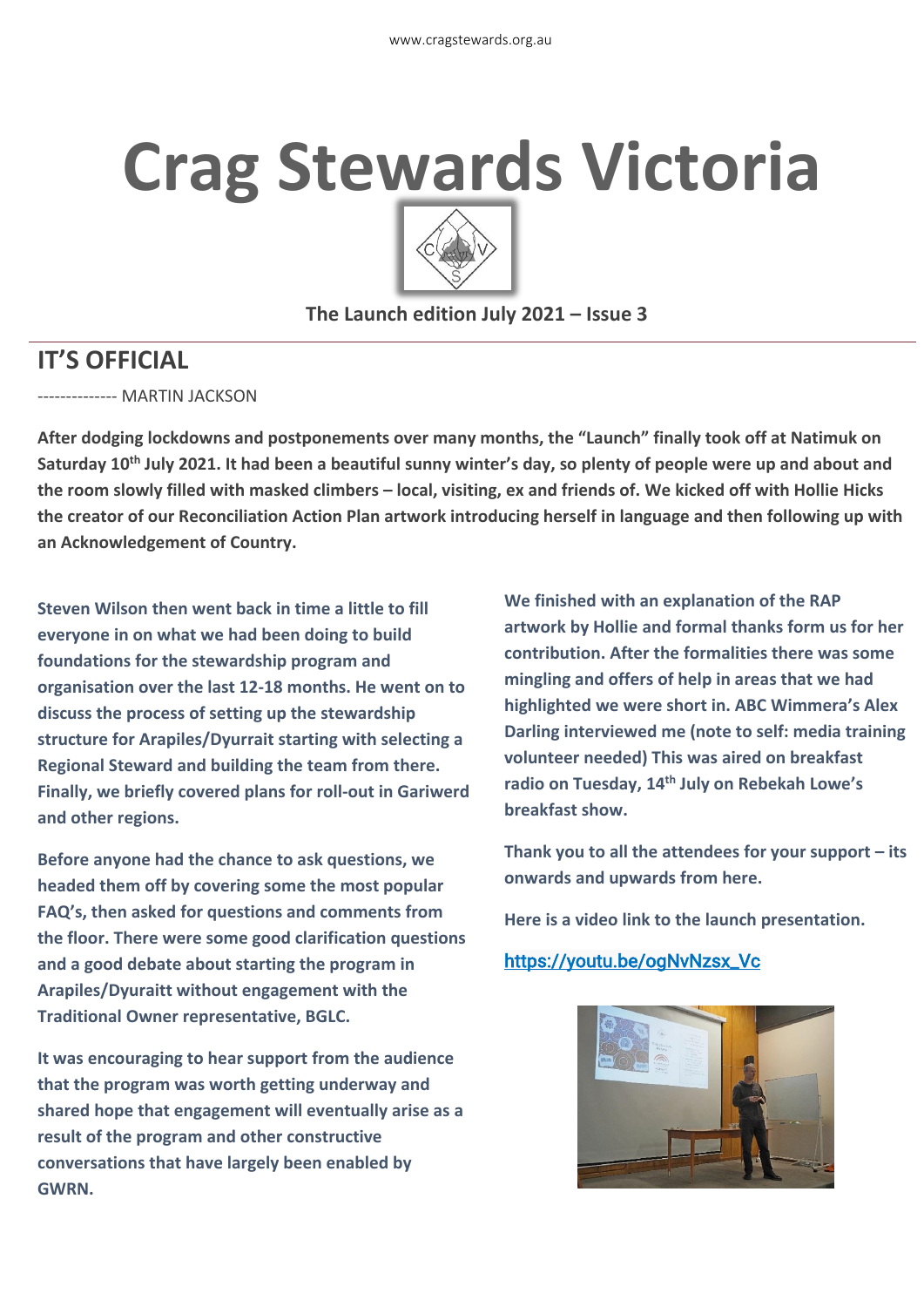# Crag Stewards Victoria

The Launch edition July 2021 – Issue 3

## IT'S OFFICIAL

-------------- MARTIN JACKSON

**After dodging lockdowns and postponements over many months, the "Launch" finally took off at Natimuk on Saturday 10th July 2021. It had been a beautiful sunny winter's day, so plenty of people were up and about and the room slowly filled with masked climbers – local, visiting, ex and friends of. We kicked off with Hollie Hicks the creator of our Reconciliation Action Plan artwork introducing herself in language and then following up with an Acknowledgement of Country.**

**Steven Wilson then went back in time a little to fill everyone in on what we had been doing to build foundations for the stewardship program and organisation over the last 12-18 months. He went on to discuss the process of setting up the stewardship structure for Arapiles/Dyurrait starting with selecting a Regional Steward and building the team from there. Finally, we briefly covered plans for roll-out in Gariwerd and other regions.**

**Before anyone had the chance to ask questions, we headed them off by covering some the most popular FAQ's, then asked for questions and comments from the floor. There were some good clarification questions and a good debate about starting the program in Arapiles/Dyuraitt without engagement with the Traditional Owner representative, BGLC.**

**It was encouraging to hear support from the audience that the program was worth getting underway and shared hope that engagement will eventually arise as a result of the program and other constructive conversations that have largely been enabled by GWRN.**

**We finished with an explanation of the RAP artwork by Hollie and formal thanks form us for her contribution. After the formalities there was some mingling and offers of help in areas that we had highlighted we were short in. ABC Wimmera's Alex Darling interviewed me (note to self: media training volunteer needed) This was aired on breakfast radio on Tuesday, 14th July on Rebekah Lowe's breakfast show.**

**Thank you to all the attendees for your support – its onwards and upwards from here.**

**Here is a video link to the launch presentation.**

https://youtu.be/ogNvNzsx_Vc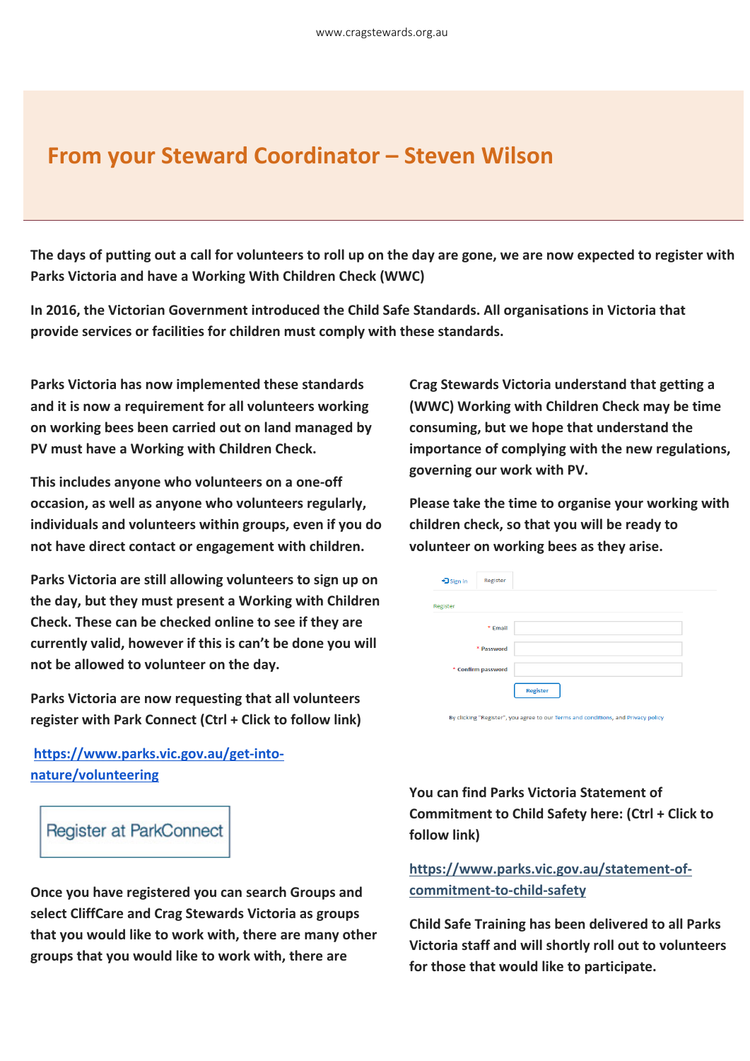## From your Steward Coordinator – Steven Wilson

**The days of putting out a call for volunteers to roll up on the day are gone, we are now expected to register with Parks Victoria and have a Working With Children Check (WWC)**

**In 2016, the Victorian Government introduced the Child Safe Standards. All organisations in Victoria that provide services or facilities for children must comply with these standards.**

**Parks Victoria has now implemented these standards and it is now a requirement for all volunteers working on working bees been carried out on land managed by PV must have a Working with Children Check.**

**This includes anyone who volunteers on a one-off occasion, as well as anyone who volunteers regularly, individuals and volunteers within groups, even if you do not have direct contact or engagement with children.**

**Parks Victoria are still allowing volunteers to sign up on the day, but they must present a Working with Children Check. These can be checked online to see if they are currently valid, however if this is can't be done you will not be allowed to volunteer on the day.**

**Parks Victoria are now requesting that all volunteers register with Park Connect (Ctrl + Click to follow link)**

**https://www.parks.vic.gov.au/get-into-nature/volunteering**

Register at ParkConnect

**Once you have registered you can search Groups and select CliffCare and Crag Stewards Victoria as groups that you would like to work with, there are many other groups that you would like to work with, there are**

**Crag Stewards Victoria understand that getting a (WWC) Working with Children Check may be time consuming, but we hope that understand the importance of complying with the new regulations, governing our work with PV.**

**Please take the time to organise your working with children check, so that you will be ready to volunteer on working bees as they arise.**

Sign in | Register

Register

* Email

* Password

* Confirm password

Register

By clicking "Register", you agree to our Terms and conditions, and Privacy policy

**You can find Parks Victoria Statement of Commitment to Child Safety here: (Ctrl + Click to follow link)**

**https://www.parks.vic.gov.au/statement-of-commitment-to-child-safety**

**Child Safe Training has been delivered to all Parks Victoria staff and will shortly roll out to volunteers for those that would like to participate.**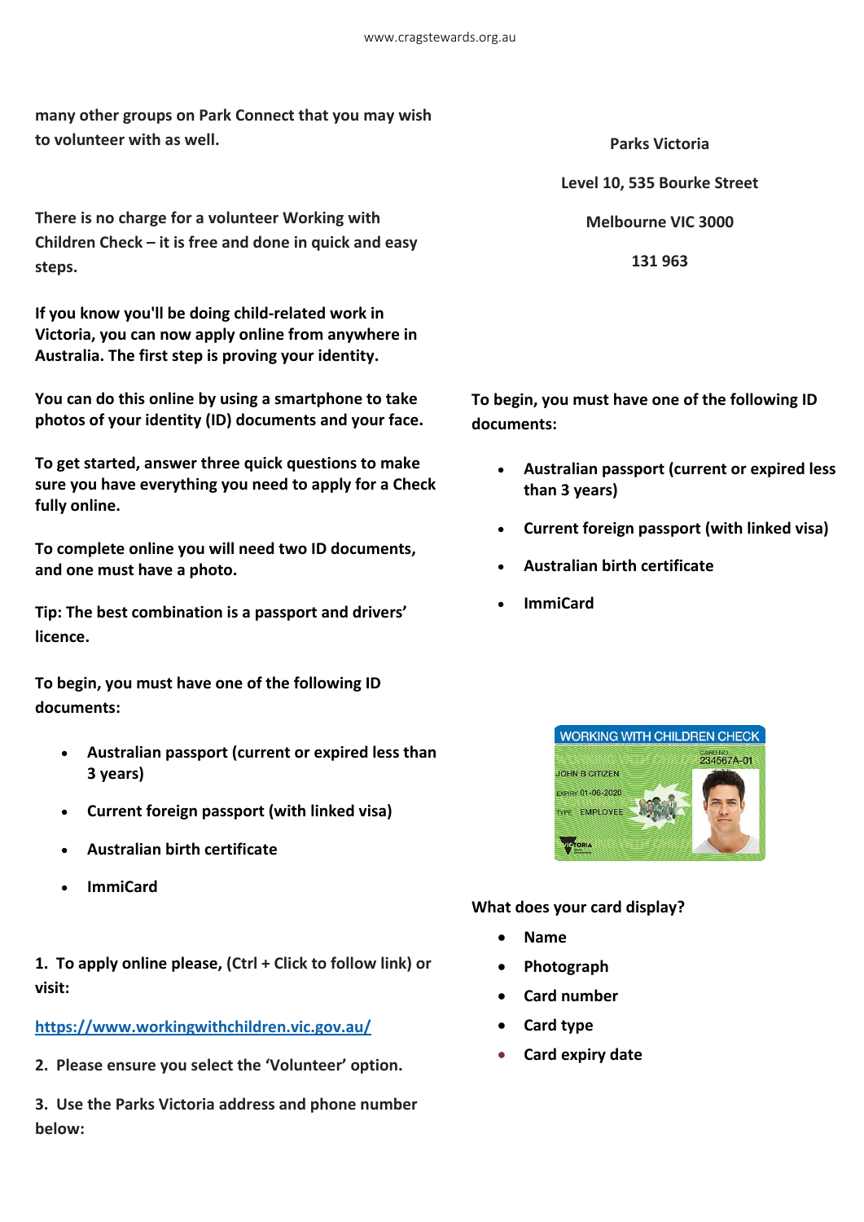**many other groups on Park Connect that you may wish to volunteer with as well.**

**There is no charge for a volunteer Working with Children Check – it is free and done in quick and easy steps.**

**If you know you'll be doing child-related work in Victoria, you can now apply online from anywhere in Australia. The first step is proving your identity.**

**You can do this online by using a smartphone to take photos of your identity (ID) documents and your face.**

**To get started, answer three quick questions to make sure you have everything you need to apply for a Check fully online.**

**To complete online you will need two ID documents, and one must have a photo.**

**Tip: The best combination is a passport and drivers' licence.**

**To begin, you must have one of the following ID documents:**

- **Australian passport (current or expired less than 3 years)**
- **Current foreign passport (with linked visa)**
- **Australian birth certificate**
- **ImmiCard**

**1. To apply online please,** (Ctrl + Click to follow link) **or visit:**

[https://www.workingwithchildren.vic.gov.au/](https://www.workingwithchildren.vic.gov.au/)

**2. Please ensure you select the 'Volunteer' option.**

**3. Use the Parks Victoria address and phone number below:**

**Parks Victoria**

**Level 10, 535 Bourke Street**

**Melbourne VIC 3000**

**131 963**

**To begin, you must have one of the following ID documents:**

- **Australian passport (current or expired less than 3 years)**
- **Current foreign passport (with linked visa)**
- **Australian birth certificate**
- **ImmiCard**

**What does your card display?**

- **Name**
- **Photograph**
- **Card number**
- **Card type**
- **Card expiry date**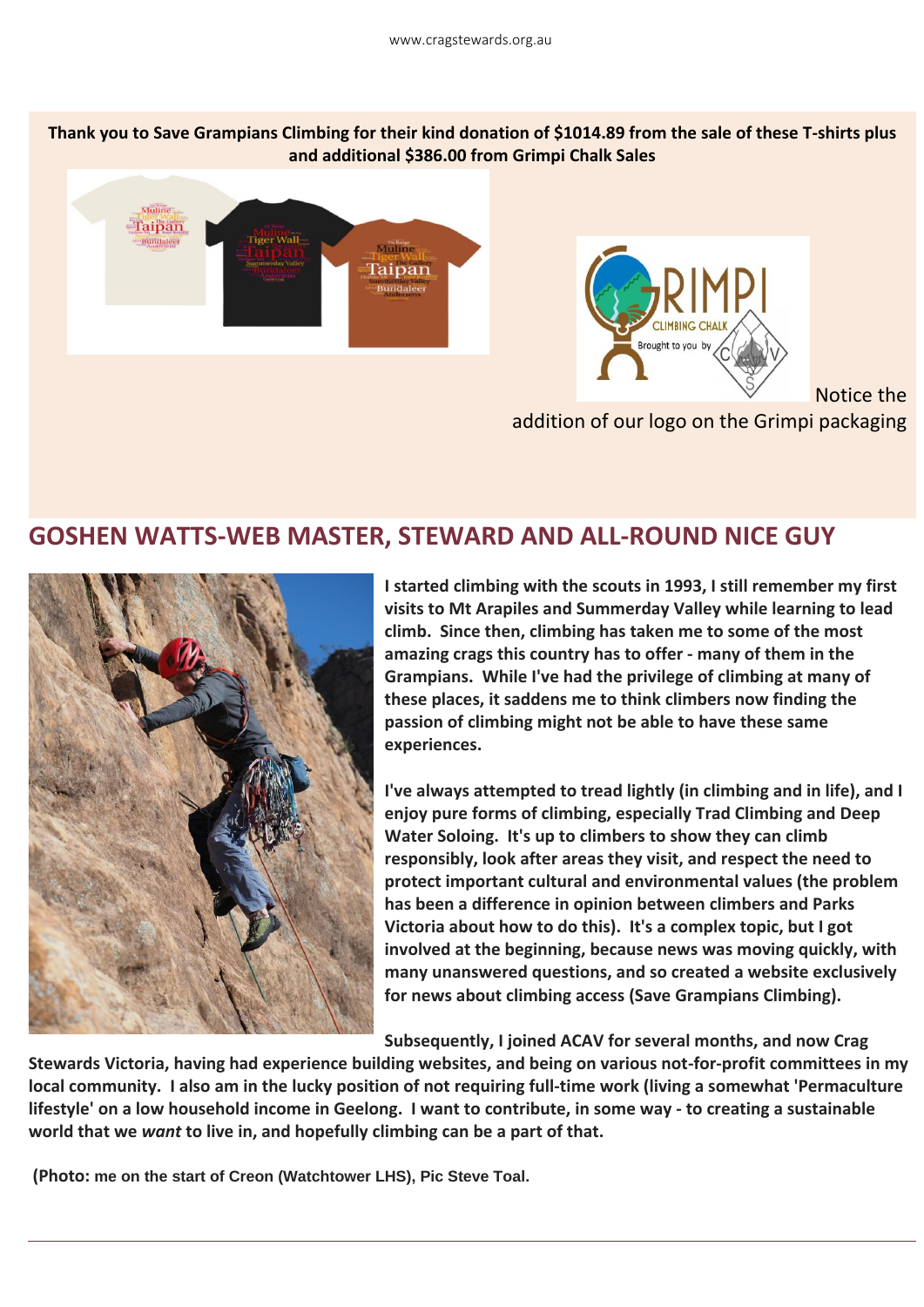**Thank you to Save Grampians Climbing for their kind donation of $1014.89 from the sale of these T-shirts plus and additional $386.00 from Grimpi Chalk Sales**

Notice the addition of our logo on the Grimpi packaging

## GOSHEN WATTS-WEB MASTER, STEWARD AND ALL-ROUND NICE GUY

**I started climbing with the scouts in 1993, I still remember my first visits to Mt Arapiles and Summerday Valley while learning to lead climb. Since then, climbing has taken me to some of the most amazing crags this country has to offer - many of them in the Grampians. While I've had the privilege of climbing at many of these places, it saddens me to think climbers now finding the passion of climbing might not be able to have these same experiences.**

**I've always attempted to tread lightly (in climbing and in life), and I enjoy pure forms of climbing, especially Trad Climbing and Deep Water Soloing. It's up to climbers to show they can climb responsibly, look after areas they visit, and respect the need to protect important cultural and environmental values (the problem has been a difference in opinion between climbers and Parks Victoria about how to do this). It's a complex topic, but I got involved at the beginning, because news was moving quickly, with many unanswered questions, and so created a website exclusively for news about climbing access (Save Grampians Climbing).**

**Subsequently, I joined ACAV for several months, and now Crag Stewards Victoria, having had experience building websites, and being on various not-for-profit committees in my local community. I also am in the lucky position of not requiring full-time work (living a somewhat 'Permaculture lifestyle' on a low household income in Geelong. I want to contribute, in some way - to creating a sustainable world that we *want* to live in, and hopefully climbing can be a part of that.**

**(Photo: me on the start of Creon (Watchtower LHS), Pic Steve Toal.**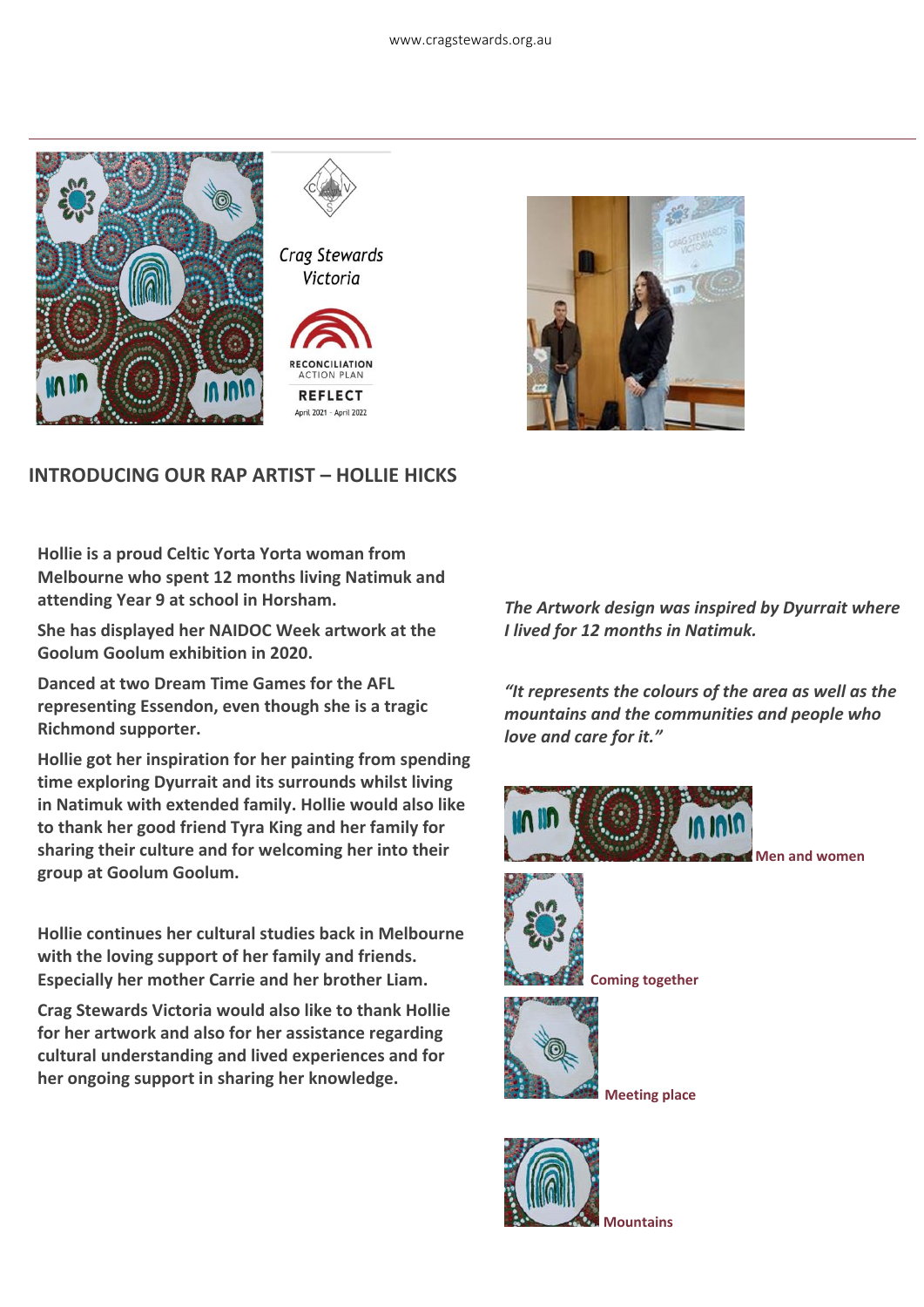Crag Stewards Victoria

RECONCILIATION ACTION PLAN

REFLECT

April 2021 - April 2022

## INTRODUCING OUR RAP ARTIST – HOLLIE HICKS

**Hollie is a proud Celtic Yorta Yorta woman from Melbourne who spent 12 months living Natimuk and attending Year 9 at school in Horsham.**

**She has displayed her NAIDOC Week artwork at the Goolum Goolum exhibition in 2020.**

**Danced at two Dream Time Games for the AFL representing Essendon, even though she is a tragic Richmond supporter.**

**Hollie got her inspiration for her painting from spending time exploring Dyurrait and its surrounds whilst living in Natimuk with extended family. Hollie would also like to thank her good friend Tyra King and her family for sharing their culture and for welcoming her into their group at Goolum Goolum.**

**Hollie continues her cultural studies back in Melbourne with the loving support of her family and friends. Especially her mother Carrie and her brother Liam.**

**Crag Stewards Victoria would also like to thank Hollie for her artwork and also for her assistance regarding cultural understanding and lived experiences and for her ongoing support in sharing her knowledge.**

***The Artwork design was inspired by Dyurrait where I lived for 12 months in Natimuk.***

***"It represents the colours of the area as well as the mountains and the communities and people who love and care for it."***

**Men and women**

**Coming together**

**Meeting place**

**Mountains**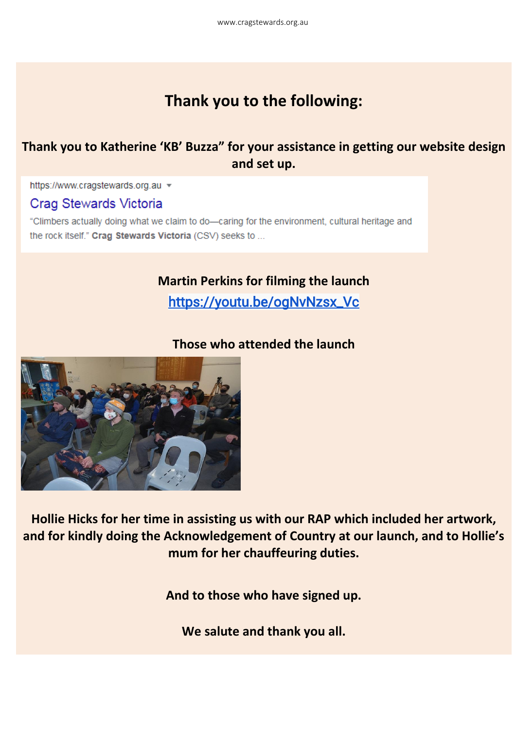# Thank you to the following:

**Thank you to Katherine 'KB' Buzza" for your assistance in getting our website design and set up.**

https://www.cragstewards.org.au

Crag Stewards Victoria

"Climbers actually doing what we claim to do—caring for the environment, cultural heritage and the rock itself." **Crag Stewards Victoria** (CSV) seeks to ...

**Martin Perkins for filming the launch**

https://youtu.be/ogNvNzsx_Vc

**Those who attended the launch**

**Hollie Hicks for her time in assisting us with our RAP which included her artwork, and for kindly doing the Acknowledgement of Country at our launch, and to Hollie's mum for her chauffeuring duties.**

**And to those who have signed up.**

**We salute and thank you all.**